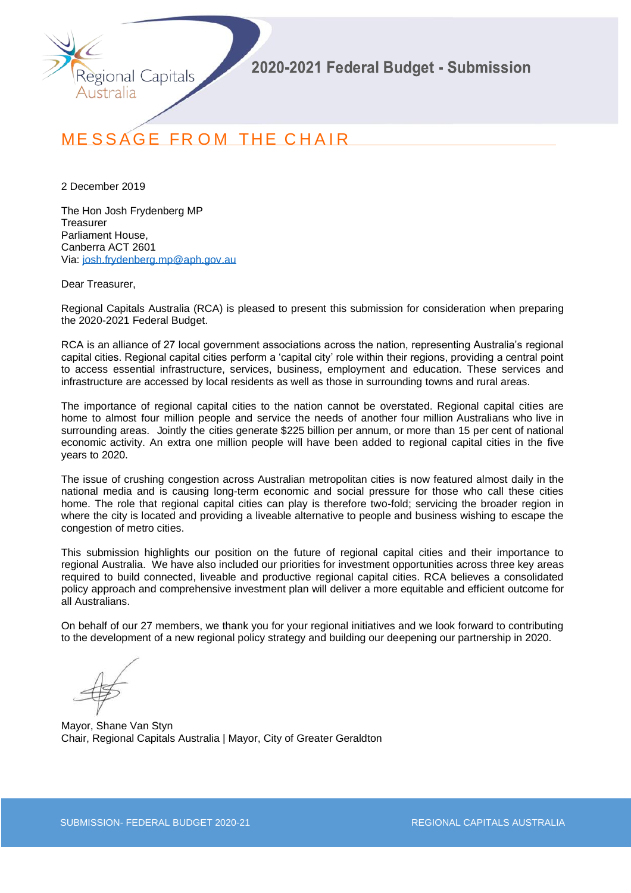# 2020-2021 Federal Budget - Submission

## MESSAGE FROM THE CHAIR

2 December 2019

The Hon Josh Frydenberg MP
Treasurer
Parliament House,
Canberra ACT 2601
Via: josh.frydenberg.mp@aph.gov.au

Dear Treasurer,

Regional Capitals Australia (RCA) is pleased to present this submission for consideration when preparing the 2020-2021 Federal Budget.

RCA is an alliance of 27 local government associations across the nation, representing Australia's regional capital cities. Regional capital cities perform a 'capital city' role within their regions, providing a central point to access essential infrastructure, services, business, employment and education. These services and infrastructure are accessed by local residents as well as those in surrounding towns and rural areas.

The importance of regional capital cities to the nation cannot be overstated. Regional capital cities are home to almost four million people and service the needs of another four million Australians who live in surrounding areas. Jointly the cities generate $225 billion per annum, or more than 15 per cent of national economic activity. An extra one million people will have been added to regional capital cities in the five years to 2020.

The issue of crushing congestion across Australian metropolitan cities is now featured almost daily in the national media and is causing long-term economic and social pressure for those who call these cities home. The role that regional capital cities can play is therefore two-fold; servicing the broader region in where the city is located and providing a liveable alternative to people and business wishing to escape the congestion of metro cities.

This submission highlights our position on the future of regional capital cities and their importance to regional Australia. We have also included our priorities for investment opportunities across three key areas required to build connected, liveable and productive regional capital cities. RCA believes a consolidated policy approach and comprehensive investment plan will deliver a more equitable and efficient outcome for all Australians.

On behalf of our 27 members, we thank you for your regional initiatives and we look forward to contributing to the development of a new regional policy strategy and building our deepening our partnership in 2020.

Mayor, Shane Van Styn
Chair, Regional Capitals Australia | Mayor, City of Greater Geraldton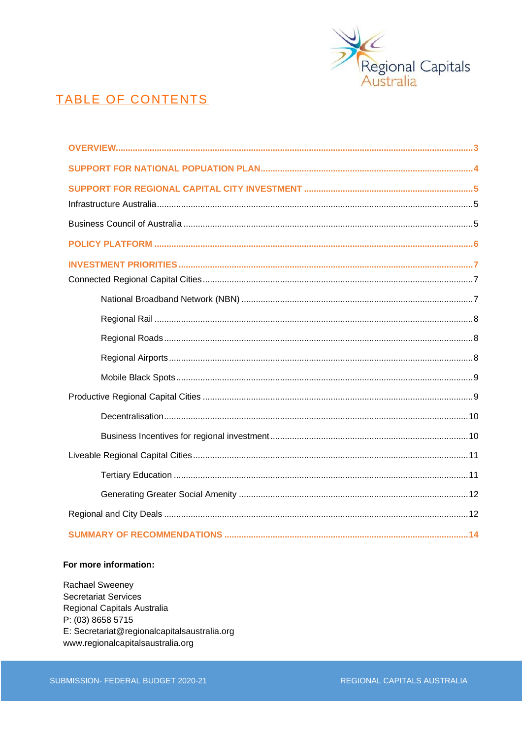# TABLE OF CONTENTS

**OVERVIEW** ........ 3

**SUPPORT FOR NATIONAL POPUATION PLAN** ........ 4

**SUPPORT FOR REGIONAL CAPITAL CITY INVESTMENT** ........ 5

Infrastructure Australia ........ 5

Business Council of Australia ........ 5

**POLICY PLATFORM** ........ 6

**INVESTMENT PRIORITIES** ........ 7

Connected Regional Capital Cities ........ 7

- National Broadband Network (NBN) ........ 7
- Regional Rail ........ 8
- Regional Roads ........ 8
- Regional Airports ........ 8
- Mobile Black Spots ........ 9

Productive Regional Capital Cities ........ 9

- Decentralisation ........ 10
- Business Incentives for regional investment ........ 10

Liveable Regional Capital Cities ........ 11

- Tertiary Education ........ 11
- Generating Greater Social Amenity ........ 12

Regional and City Deals ........ 12

**SUMMARY OF RECOMMENDATIONS** ........ 14

**For more information:**

Rachael Sweeney
Secretariat Services
Regional Capitals Australia
P: (03) 8658 5715
E: Secretariat@regionalcapitalsaustralia.org
www.regionalcapitalsaustralia.org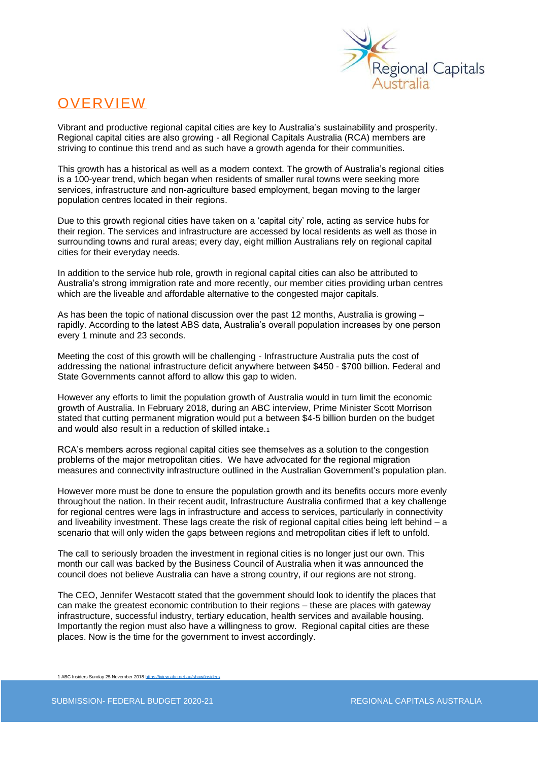# OVERVIEW

Vibrant and productive regional capital cities are key to Australia's sustainability and prosperity. Regional capital cities are also growing - all Regional Capitals Australia (RCA) members are striving to continue this trend and as such have a growth agenda for their communities.

This growth has a historical as well as a modern context. The growth of Australia's regional cities is a 100-year trend, which began when residents of smaller rural towns were seeking more services, infrastructure and non-agriculture based employment, began moving to the larger population centres located in their regions.

Due to this growth regional cities have taken on a 'capital city' role, acting as service hubs for their region. The services and infrastructure are accessed by local residents as well as those in surrounding towns and rural areas; every day, eight million Australians rely on regional capital cities for their everyday needs.

In addition to the service hub role, growth in regional capital cities can also be attributed to Australia's strong immigration rate and more recently, our member cities providing urban centres which are the liveable and affordable alternative to the congested major capitals.

As has been the topic of national discussion over the past 12 months, Australia is growing – rapidly. According to the latest ABS data, Australia's overall population increases by one person every 1 minute and 23 seconds.

Meeting the cost of this growth will be challenging - Infrastructure Australia puts the cost of addressing the national infrastructure deficit anywhere between $450 - $700 billion. Federal and State Governments cannot afford to allow this gap to widen.

However any efforts to limit the population growth of Australia would in turn limit the economic growth of Australia. In February 2018, during an ABC interview, Prime Minister Scott Morrison stated that cutting permanent migration would put a between $4-5 billion burden on the budget and would also result in a reduction of skilled intake.[1]

RCA's members across regional capital cities see themselves as a solution to the congestion problems of the major metropolitan cities. We have advocated for the regional migration measures and connectivity infrastructure outlined in the Australian Government's population plan.

However more must be done to ensure the population growth and its benefits occurs more evenly throughout the nation. In their recent audit, Infrastructure Australia confirmed that a key challenge for regional centres were lags in infrastructure and access to services, particularly in connectivity and liveability investment. These lags create the risk of regional capital cities being left behind – a scenario that will only widen the gaps between regions and metropolitan cities if left to unfold.

The call to seriously broaden the investment in regional cities is no longer just our own. This month our call was backed by the Business Council of Australia when it was announced the council does not believe Australia can have a strong country, if our regions are not strong.

The CEO, Jennifer Westacott stated that the government should look to identify the places that can make the greatest economic contribution to their regions – these are places with gateway infrastructure, successful industry, tertiary education, health services and available housing. Importantly the region must also have a willingness to grow. Regional capital cities are these places. Now is the time for the government to invest accordingly.

1 ABC Insiders Sunday 25 November 2018 https://iview.abc.net.au/show/insiders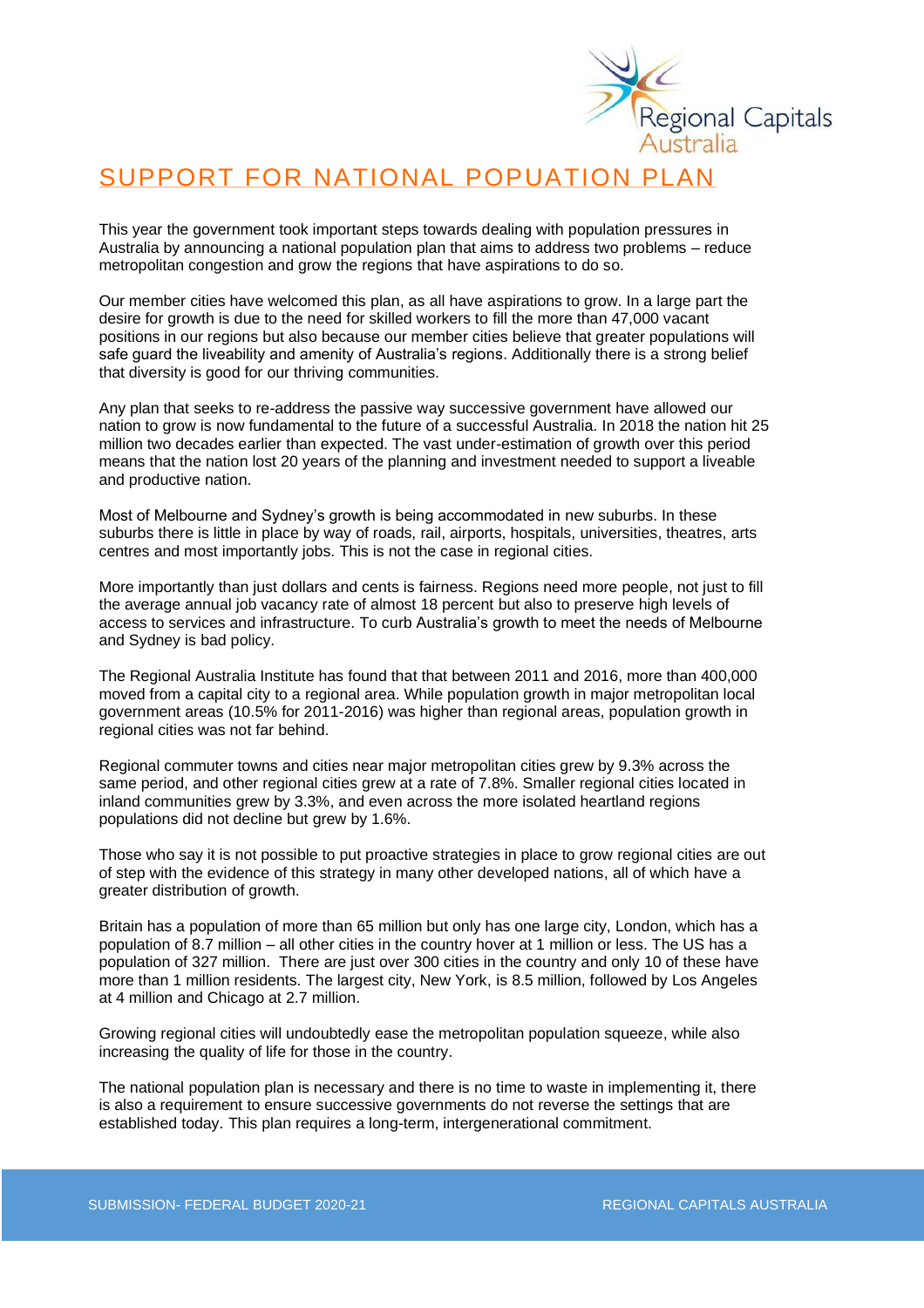# SUPPORT FOR NATIONAL POPUATION PLAN

This year the government took important steps towards dealing with population pressures in Australia by announcing a national population plan that aims to address two problems – reduce metropolitan congestion and grow the regions that have aspirations to do so.

Our member cities have welcomed this plan, as all have aspirations to grow. In a large part the desire for growth is due to the need for skilled workers to fill the more than 47,000 vacant positions in our regions but also because our member cities believe that greater populations will safe guard the liveability and amenity of Australia's regions. Additionally there is a strong belief that diversity is good for our thriving communities.

Any plan that seeks to re-address the passive way successive government have allowed our nation to grow is now fundamental to the future of a successful Australia. In 2018 the nation hit 25 million two decades earlier than expected. The vast under-estimation of growth over this period means that the nation lost 20 years of the planning and investment needed to support a liveable and productive nation.

Most of Melbourne and Sydney's growth is being accommodated in new suburbs. In these suburbs there is little in place by way of roads, rail, airports, hospitals, universities, theatres, arts centres and most importantly jobs. This is not the case in regional cities.

More importantly than just dollars and cents is fairness. Regions need more people, not just to fill the average annual job vacancy rate of almost 18 percent but also to preserve high levels of access to services and infrastructure. To curb Australia's growth to meet the needs of Melbourne and Sydney is bad policy.

The Regional Australia Institute has found that that between 2011 and 2016, more than 400,000 moved from a capital city to a regional area. While population growth in major metropolitan local government areas (10.5% for 2011-2016) was higher than regional areas, population growth in regional cities was not far behind.

Regional commuter towns and cities near major metropolitan cities grew by 9.3% across the same period, and other regional cities grew at a rate of 7.8%. Smaller regional cities located in inland communities grew by 3.3%, and even across the more isolated heartland regions populations did not decline but grew by 1.6%.

Those who say it is not possible to put proactive strategies in place to grow regional cities are out of step with the evidence of this strategy in many other developed nations, all of which have a greater distribution of growth.

Britain has a population of more than 65 million but only has one large city, London, which has a population of 8.7 million – all other cities in the country hover at 1 million or less. The US has a population of 327 million. There are just over 300 cities in the country and only 10 of these have more than 1 million residents. The largest city, New York, is 8.5 million, followed by Los Angeles at 4 million and Chicago at 2.7 million.

Growing regional cities will undoubtedly ease the metropolitan population squeeze, while also increasing the quality of life for those in the country.

The national population plan is necessary and there is no time to waste in implementing it, there is also a requirement to ensure successive governments do not reverse the settings that are established today. This plan requires a long-term, intergenerational commitment.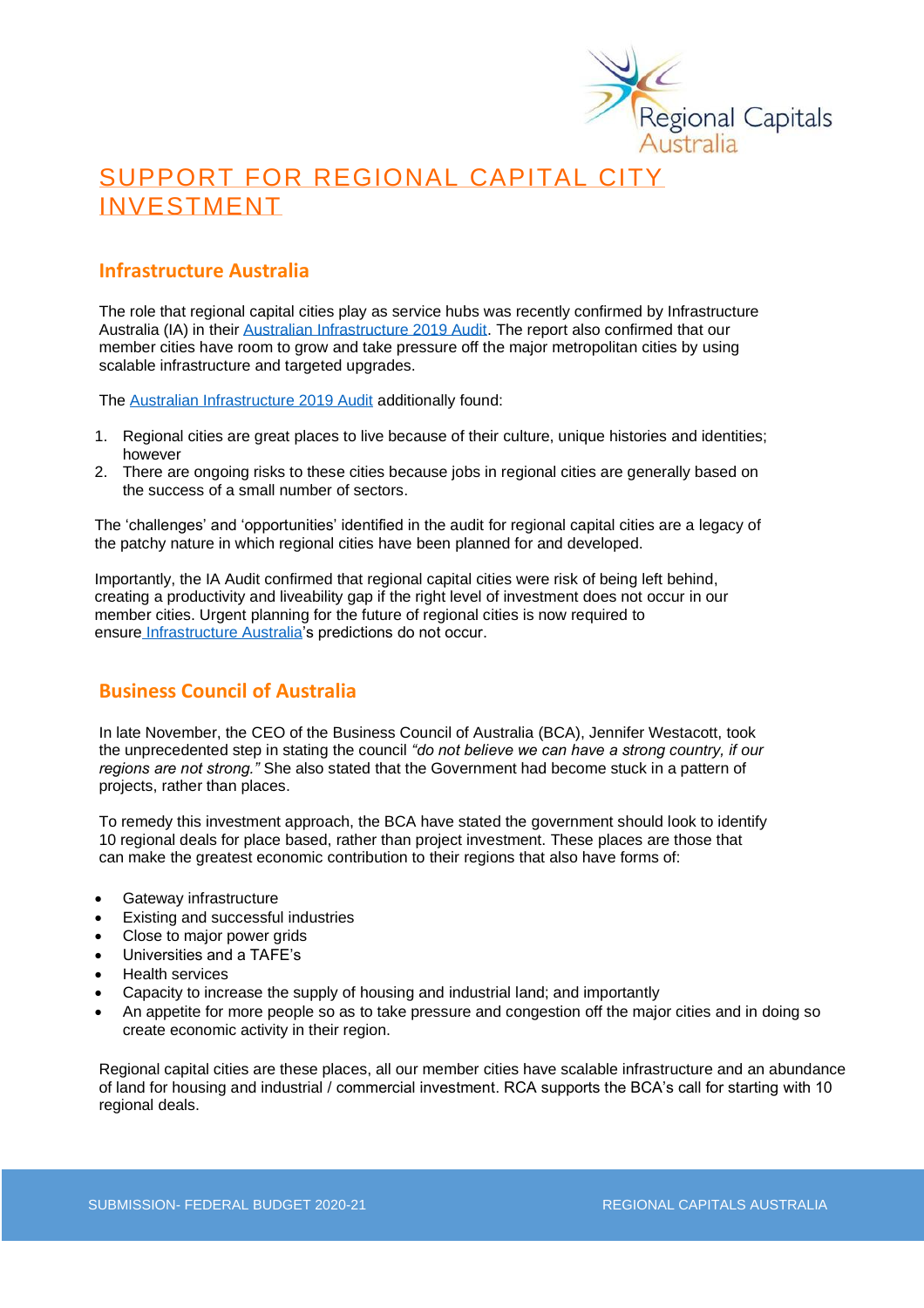# SUPPORT FOR REGIONAL CAPITAL CITY INVESTMENT

## Infrastructure Australia

The role that regional capital cities play as service hubs was recently confirmed by Infrastructure Australia (IA) in their Australian Infrastructure 2019 Audit. The report also confirmed that our member cities have room to grow and take pressure off the major metropolitan cities by using scalable infrastructure and targeted upgrades.

The Australian Infrastructure 2019 Audit additionally found:

1. Regional cities are great places to live because of their culture, unique histories and identities; however
2. There are ongoing risks to these cities because jobs in regional cities are generally based on the success of a small number of sectors.

The 'challenges' and 'opportunities' identified in the audit for regional capital cities are a legacy of the patchy nature in which regional cities have been planned for and developed.

Importantly, the IA Audit confirmed that regional capital cities were risk of being left behind, creating a productivity and liveability gap if the right level of investment does not occur in our member cities. Urgent planning for the future of regional cities is now required to ensure Infrastructure Australia's predictions do not occur.

## Business Council of Australia

In late November, the CEO of the Business Council of Australia (BCA), Jennifer Westacott, took the unprecedented step in stating the council *"do not believe we can have a strong country, if our regions are not strong."* She also stated that the Government had become stuck in a pattern of projects, rather than places.

To remedy this investment approach, the BCA have stated the government should look to identify 10 regional deals for place based, rather than project investment. These places are those that can make the greatest economic contribution to their regions that also have forms of:

- Gateway infrastructure
- Existing and successful industries
- Close to major power grids
- Universities and a TAFE's
- Health services
- Capacity to increase the supply of housing and industrial land; and importantly
- An appetite for more people so as to take pressure and congestion off the major cities and in doing so create economic activity in their region.

Regional capital cities are these places, all our member cities have scalable infrastructure and an abundance of land for housing and industrial / commercial investment. RCA supports the BCA's call for starting with 10 regional deals.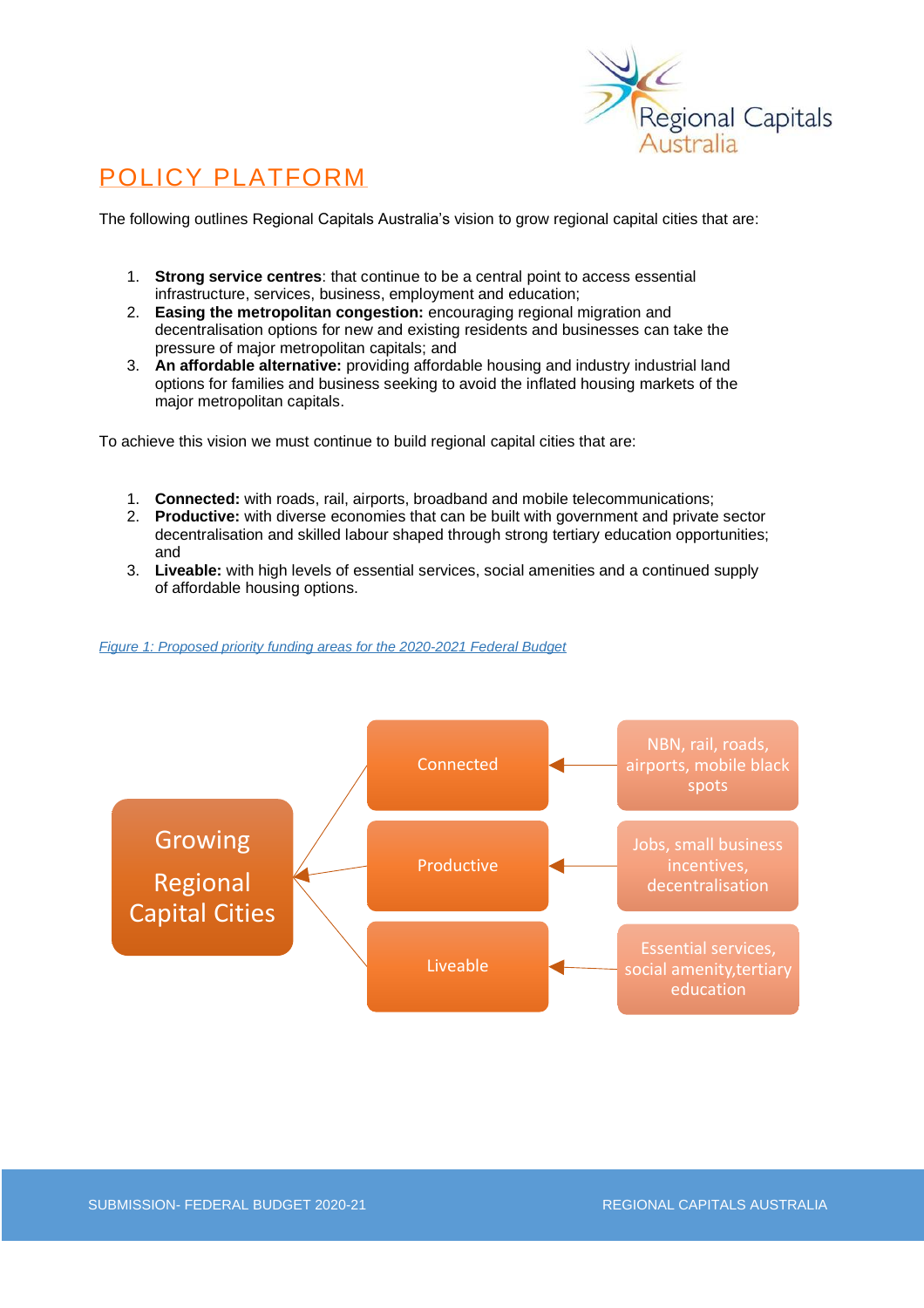## POLICY PLATFORM

The following outlines Regional Capitals Australia's vision to grow regional capital cities that are:

1. **Strong service centres**: that continue to be a central point to access essential infrastructure, services, business, employment and education;
2. **Easing the metropolitan congestion:** encouraging regional migration and decentralisation options for new and existing residents and businesses can take the pressure of major metropolitan capitals; and
3. **An affordable alternative:** providing affordable housing and industry industrial land options for families and business seeking to avoid the inflated housing markets of the major metropolitan capitals.

To achieve this vision we must continue to build regional capital cities that are:

1. **Connected:** with roads, rail, airports, broadband and mobile telecommunications;
2. **Productive:** with diverse economies that can be built with government and private sector decentralisation and skilled labour shaped through strong tertiary education opportunities; and
3. **Liveable:** with high levels of essential services, social amenities and a continued supply of affordable housing options.

*Figure 1: Proposed priority funding areas for the 2020-2021 Federal Budget*

| Growing Regional Capital Cities | Priority | Funding areas |
|---|---|---|
| | Connected | NBN, rail, roads, airports, mobile black spots |
| | Productive | Jobs, small business incentives, decentralisation |
| | Liveable | Essential services, social amenity,tertiary education |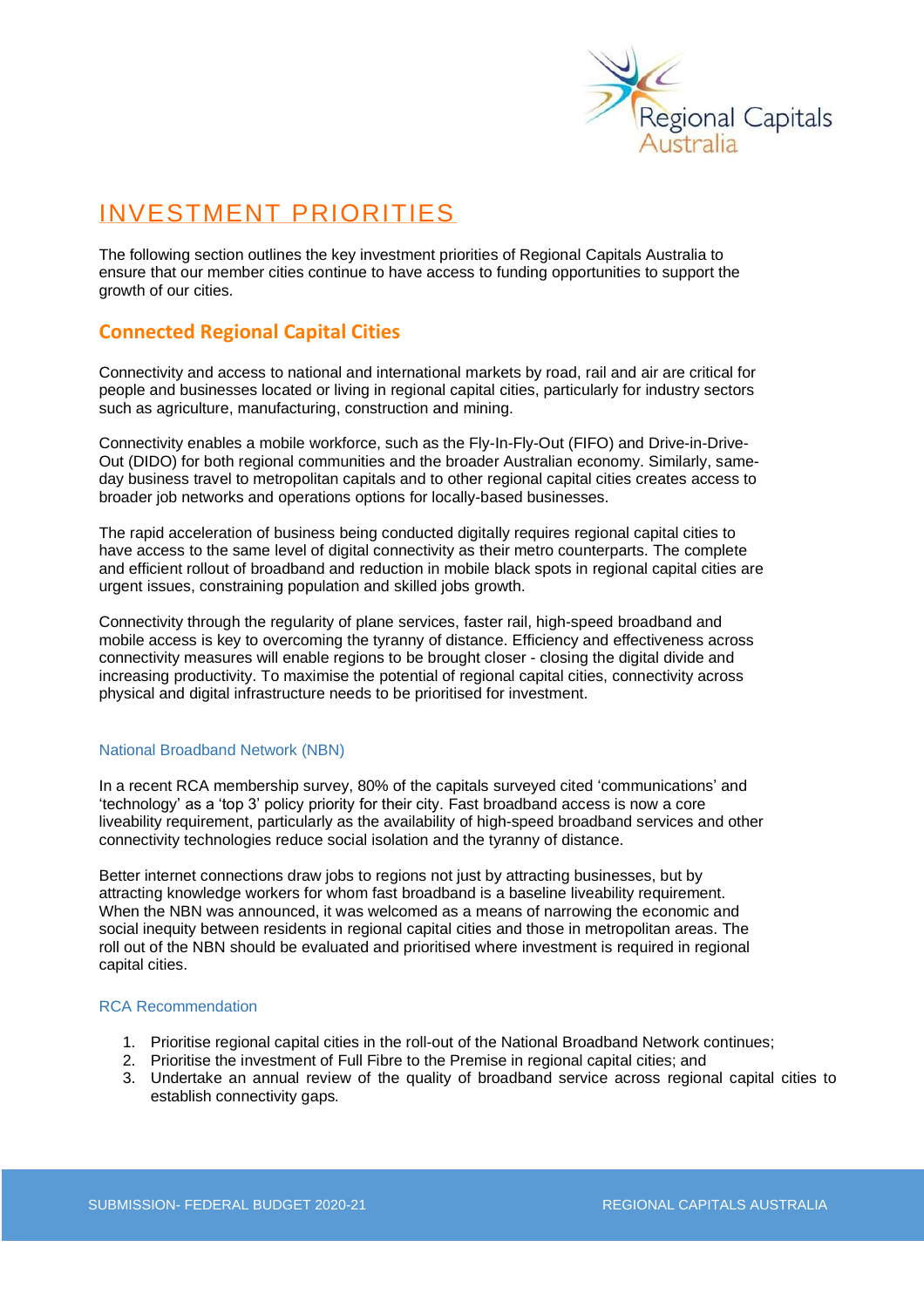# INVESTMENT PRIORITIES

The following section outlines the key investment priorities of Regional Capitals Australia to ensure that our member cities continue to have access to funding opportunities to support the growth of our cities.

## Connected Regional Capital Cities

Connectivity and access to national and international markets by road, rail and air are critical for people and businesses located or living in regional capital cities, particularly for industry sectors such as agriculture, manufacturing, construction and mining.

Connectivity enables a mobile workforce, such as the Fly-In-Fly-Out (FIFO) and Drive-in-Drive-Out (DIDO) for both regional communities and the broader Australian economy. Similarly, same-day business travel to metropolitan capitals and to other regional capital cities creates access to broader job networks and operations options for locally-based businesses.

The rapid acceleration of business being conducted digitally requires regional capital cities to have access to the same level of digital connectivity as their metro counterparts. The complete and efficient rollout of broadband and reduction in mobile black spots in regional capital cities are urgent issues, constraining population and skilled jobs growth.

Connectivity through the regularity of plane services, faster rail, high-speed broadband and mobile access is key to overcoming the tyranny of distance. Efficiency and effectiveness across connectivity measures will enable regions to be brought closer - closing the digital divide and increasing productivity. To maximise the potential of regional capital cities, connectivity across physical and digital infrastructure needs to be prioritised for investment.

### National Broadband Network (NBN)

In a recent RCA membership survey, 80% of the capitals surveyed cited 'communications' and 'technology' as a 'top 3' policy priority for their city. Fast broadband access is now a core liveability requirement, particularly as the availability of high-speed broadband services and other connectivity technologies reduce social isolation and the tyranny of distance.

Better internet connections draw jobs to regions not just by attracting businesses, but by attracting knowledge workers for whom fast broadband is a baseline liveability requirement. When the NBN was announced, it was welcomed as a means of narrowing the economic and social inequity between residents in regional capital cities and those in metropolitan areas. The roll out of the NBN should be evaluated and prioritised where investment is required in regional capital cities.

### RCA Recommendation

1. Prioritise regional capital cities in the roll-out of the National Broadband Network continues;
2. Prioritise the investment of Full Fibre to the Premise in regional capital cities; and
3. Undertake an annual review of the quality of broadband service across regional capital cities to establish connectivity gaps.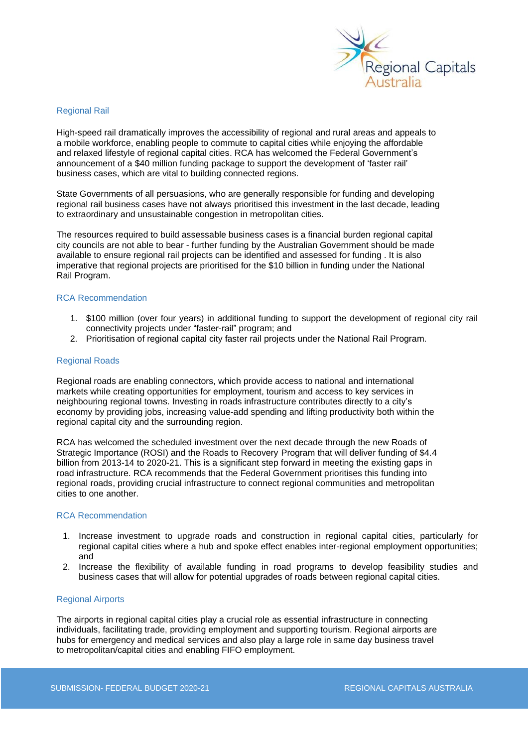## Regional Rail

High-speed rail dramatically improves the accessibility of regional and rural areas and appeals to a mobile workforce, enabling people to commute to capital cities while enjoying the affordable and relaxed lifestyle of regional capital cities. RCA has welcomed the Federal Government's announcement of a $40 million funding package to support the development of 'faster rail' business cases, which are vital to building connected regions.

State Governments of all persuasions, who are generally responsible for funding and developing regional rail business cases have not always prioritised this investment in the last decade, leading to extraordinary and unsustainable congestion in metropolitan cities.

The resources required to build assessable business cases is a financial burden regional capital city councils are not able to bear - further funding by the Australian Government should be made available to ensure regional rail projects can be identified and assessed for funding . It is also imperative that regional projects are prioritised for the $10 billion in funding under the National Rail Program.

### RCA Recommendation

1. $100 million (over four years) in additional funding to support the development of regional city rail connectivity projects under "faster-rail" program; and
2. Prioritisation of regional capital city faster rail projects under the National Rail Program.

## Regional Roads

Regional roads are enabling connectors, which provide access to national and international markets while creating opportunities for employment, tourism and access to key services in neighbouring regional towns. Investing in roads infrastructure contributes directly to a city's economy by providing jobs, increasing value-add spending and lifting productivity both within the regional capital city and the surrounding region.

RCA has welcomed the scheduled investment over the next decade through the new Roads of Strategic Importance (ROSI) and the Roads to Recovery Program that will deliver funding of $4.4 billion from 2013-14 to 2020-21. This is a significant step forward in meeting the existing gaps in road infrastructure. RCA recommends that the Federal Government prioritises this funding into regional roads, providing crucial infrastructure to connect regional communities and metropolitan cities to one another.

### RCA Recommendation

1. Increase investment to upgrade roads and construction in regional capital cities, particularly for regional capital cities where a hub and spoke effect enables inter-regional employment opportunities; and
2. Increase the flexibility of available funding in road programs to develop feasibility studies and business cases that will allow for potential upgrades of roads between regional capital cities.

## Regional Airports

The airports in regional capital cities play a crucial role as essential infrastructure in connecting individuals, facilitating trade, providing employment and supporting tourism. Regional airports are hubs for emergency and medical services and also play a large role in same day business travel to metropolitan/capital cities and enabling FIFO employment.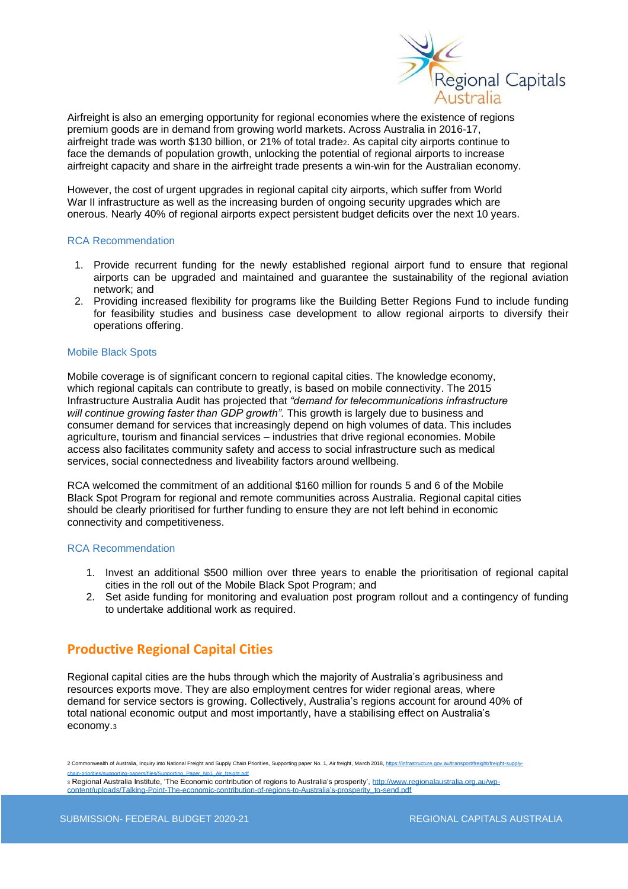Airfreight is also an emerging opportunity for regional economies where the existence of regions premium goods are in demand from growing world markets. Across Australia in 2016-17, airfreight trade was worth $130 billion, or 21% of total trade[2]. As capital city airports continue to face the demands of population growth, unlocking the potential of regional airports to increase airfreight capacity and share in the airfreight trade presents a win-win for the Australian economy.

However, the cost of urgent upgrades in regional capital city airports, which suffer from World War II infrastructure as well as the increasing burden of ongoing security upgrades which are onerous. Nearly 40% of regional airports expect persistent budget deficits over the next 10 years.

### RCA Recommendation

1. Provide recurrent funding for the newly established regional airport fund to ensure that regional airports can be upgraded and maintained and guarantee the sustainability of the regional aviation network; and
2. Providing increased flexibility for programs like the Building Better Regions Fund to include funding for feasibility studies and business case development to allow regional airports to diversify their operations offering.

### Mobile Black Spots

Mobile coverage is of significant concern to regional capital cities. The knowledge economy, which regional capitals can contribute to greatly, is based on mobile connectivity. The 2015 Infrastructure Australia Audit has projected that *"demand for telecommunications infrastructure will continue growing faster than GDP growth"*. This growth is largely due to business and consumer demand for services that increasingly depend on high volumes of data. This includes agriculture, tourism and financial services – industries that drive regional economies. Mobile access also facilitates community safety and access to social infrastructure such as medical services, social connectedness and liveability factors around wellbeing.

RCA welcomed the commitment of an additional $160 million for rounds 5 and 6 of the Mobile Black Spot Program for regional and remote communities across Australia. Regional capital cities should be clearly prioritised for further funding to ensure they are not left behind in economic connectivity and competitiveness.

### RCA Recommendation

1. Invest an additional $500 million over three years to enable the prioritisation of regional capital cities in the roll out of the Mobile Black Spot Program; and
2. Set aside funding for monitoring and evaluation post program rollout and a contingency of funding to undertake additional work as required.

## Productive Regional Capital Cities

Regional capital cities are the hubs through which the majority of Australia's agribusiness and resources exports move. They are also employment centres for wider regional areas, where demand for service sectors is growing. Collectively, Australia's regions account for around 40% of total national economic output and most importantly, have a stabilising effect on Australia's economy.[3]

[2] Commonwealth of Australia, Inquiry into National Freight and Supply Chain Priorities, Supporting paper No. 1, Air freight, March 2018, https://infrastructure.gov.au/transport/freight/freight-supply-chain-priorities/supporting-papers/files/Supporting_Paper_No1_Air_freight.pdf

[3] Regional Australia Institute, 'The Economic contribution of regions to Australia's prosperity', http://www.regionalaustralia.org.au/wp-content/uploads/Talking-Point-The-economic-contribution-of-regions-to-Australia's-prosperity_to-send.pdf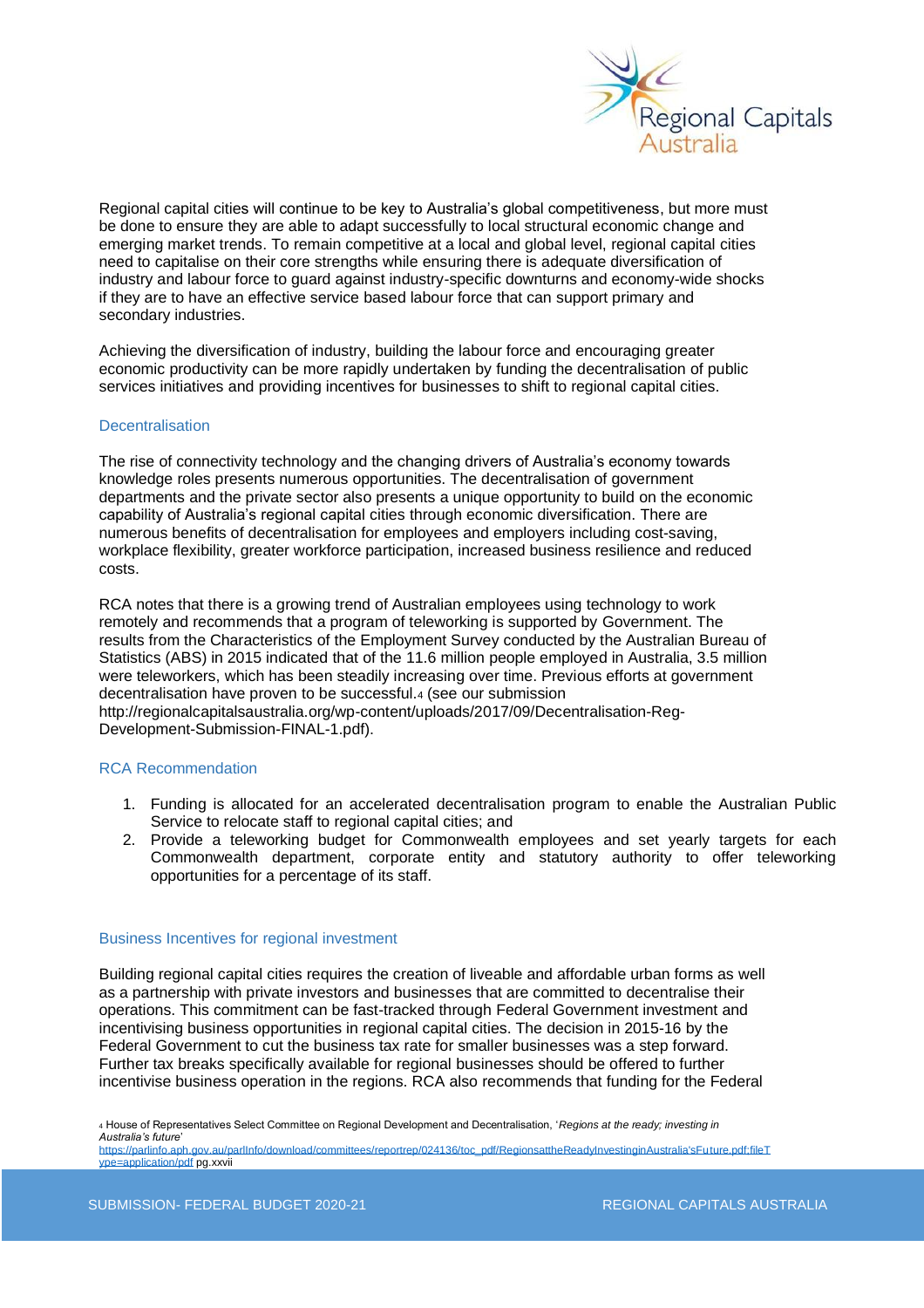Regional capital cities will continue to be key to Australia's global competitiveness, but more must be done to ensure they are able to adapt successfully to local structural economic change and emerging market trends. To remain competitive at a local and global level, regional capital cities need to capitalise on their core strengths while ensuring there is adequate diversification of industry and labour force to guard against industry-specific downturns and economy-wide shocks if they are to have an effective service based labour force that can support primary and secondary industries.

Achieving the diversification of industry, building the labour force and encouraging greater economic productivity can be more rapidly undertaken by funding the decentralisation of public services initiatives and providing incentives for businesses to shift to regional capital cities.

### Decentralisation

The rise of connectivity technology and the changing drivers of Australia's economy towards knowledge roles presents numerous opportunities. The decentralisation of government departments and the private sector also presents a unique opportunity to build on the economic capability of Australia's regional capital cities through economic diversification. There are numerous benefits of decentralisation for employees and employers including cost-saving, workplace flexibility, greater workforce participation, increased business resilience and reduced costs.

RCA notes that there is a growing trend of Australian employees using technology to work remotely and recommends that a program of teleworking is supported by Government. The results from the Characteristics of the Employment Survey conducted by the Australian Bureau of Statistics (ABS) in 2015 indicated that of the 11.6 million people employed in Australia, 3.5 million were teleworkers, which has been steadily increasing over time. Previous efforts at government decentralisation have proven to be successful.[4] (see our submission http://regionalcapitalsaustralia.org/wp-content/uploads/2017/09/Decentralisation-Reg-Development-Submission-FINAL-1.pdf).

### RCA Recommendation

1. Funding is allocated for an accelerated decentralisation program to enable the Australian Public Service to relocate staff to regional capital cities; and
2. Provide a teleworking budget for Commonwealth employees and set yearly targets for each Commonwealth department, corporate entity and statutory authority to offer teleworking opportunities for a percentage of its staff.

### Business Incentives for regional investment

Building regional capital cities requires the creation of liveable and affordable urban forms as well as a partnership with private investors and businesses that are committed to decentralise their operations. This commitment can be fast-tracked through Federal Government investment and incentivising business opportunities in regional capital cities. The decision in 2015-16 by the Federal Government to cut the business tax rate for smaller businesses was a step forward. Further tax breaks specifically available for regional businesses should be offered to further incentivise business operation in the regions. RCA also recommends that funding for the Federal

[4] House of Representatives Select Committee on Regional Development and Decentralisation, '*Regions at the ready; investing in Australia's future*' https://parlinfo.aph.gov.au/parlInfo/download/committees/reportrep/024136/toc_pdf/RegionsattheReadyInvestinginAustralia'sFuture.pdf;fileType=application/pdf pg.xxvii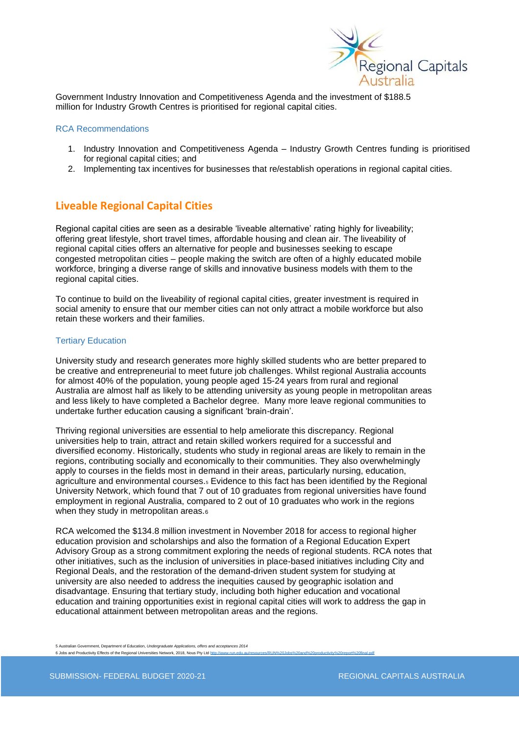Government Industry Innovation and Competitiveness Agenda and the investment of $188.5 million for Industry Growth Centres is prioritised for regional capital cities.

### RCA Recommendations

1. Industry Innovation and Competitiveness Agenda – Industry Growth Centres funding is prioritised for regional capital cities; and
2. Implementing tax incentives for businesses that re/establish operations in regional capital cities.

## Liveable Regional Capital Cities

Regional capital cities are seen as a desirable 'liveable alternative' rating highly for liveability; offering great lifestyle, short travel times, affordable housing and clean air. The liveability of regional capital cities offers an alternative for people and businesses seeking to escape congested metropolitan cities – people making the switch are often of a highly educated mobile workforce, bringing a diverse range of skills and innovative business models with them to the regional capital cities.

To continue to build on the liveability of regional capital cities, greater investment is required in social amenity to ensure that our member cities can not only attract a mobile workforce but also retain these workers and their families.

### Tertiary Education

University study and research generates more highly skilled students who are better prepared to be creative and entrepreneurial to meet future job challenges. Whilst regional Australia accounts for almost 40% of the population, young people aged 15-24 years from rural and regional Australia are almost half as likely to be attending university as young people in metropolitan areas and less likely to have completed a Bachelor degree. Many more leave regional communities to undertake further education causing a significant 'brain-drain'.

Thriving regional universities are essential to help ameliorate this discrepancy. Regional universities help to train, attract and retain skilled workers required for a successful and diversified economy. Historically, students who study in regional areas are likely to remain in the regions, contributing socially and economically to their communities. They also overwhelmingly apply to courses in the fields most in demand in their areas, particularly nursing, education, agriculture and environmental courses.[5] Evidence to this fact has been identified by the Regional University Network, which found that 7 out of 10 graduates from regional universities have found employment in regional Australia, compared to 2 out of 10 graduates who work in the regions when they study in metropolitan areas.[6]

RCA welcomed the $134.8 million investment in November 2018 for access to regional higher education provision and scholarships and also the formation of a Regional Education Expert Advisory Group as a strong commitment exploring the needs of regional students. RCA notes that other initiatives, such as the inclusion of universities in place-based initiatives including City and Regional Deals, and the restoration of the demand-driven student system for studying at university are also needed to address the inequities caused by geographic isolation and disadvantage. Ensuring that tertiary study, including both higher education and vocational education and training opportunities exist in regional capital cities will work to address the gap in educational attainment between metropolitan areas and the regions.

5 Australian Government, Department of Education, *Undergraduate Applications, offers and acceptances 2014*

6 Jobs and Productivity Effects of the Regional Universities Network, 2018, Nous Pty Ltd http://www.run.edu.au/resources/RUN%20Jobs%20and%20productivity%20report%20final.pdf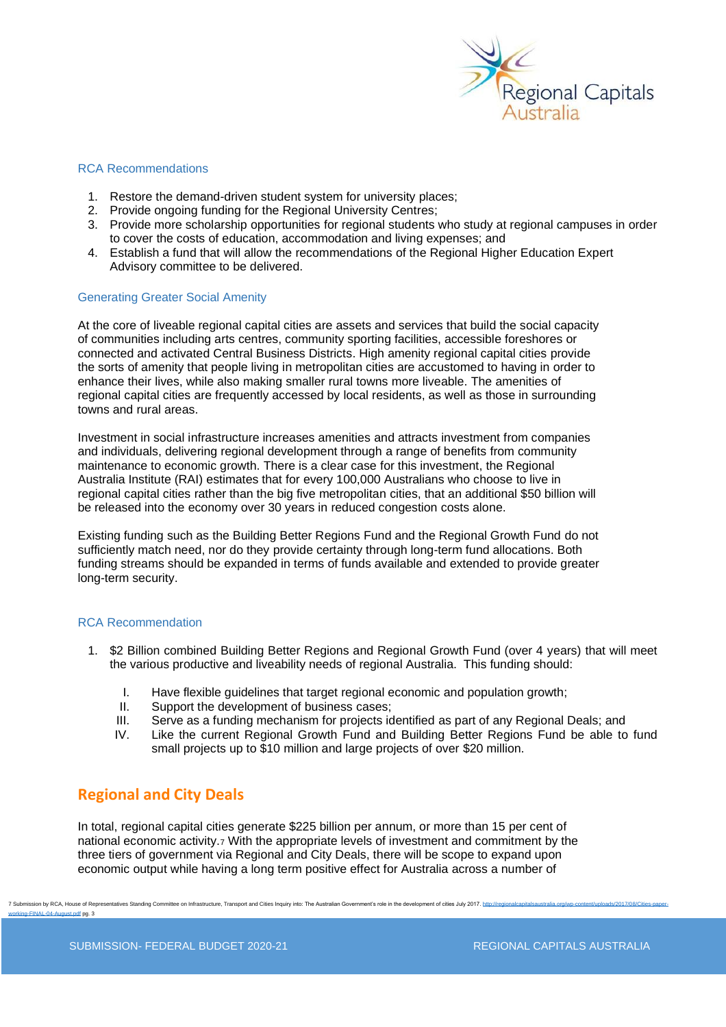### RCA Recommendations

1. Restore the demand-driven student system for university places;
2. Provide ongoing funding for the Regional University Centres;
3. Provide more scholarship opportunities for regional students who study at regional campuses in order to cover the costs of education, accommodation and living expenses; and
4. Establish a fund that will allow the recommendations of the Regional Higher Education Expert Advisory committee to be delivered.

### Generating Greater Social Amenity

At the core of liveable regional capital cities are assets and services that build the social capacity of communities including arts centres, community sporting facilities, accessible foreshores or connected and activated Central Business Districts. High amenity regional capital cities provide the sorts of amenity that people living in metropolitan cities are accustomed to having in order to enhance their lives, while also making smaller rural towns more liveable. The amenities of regional capital cities are frequently accessed by local residents, as well as those in surrounding towns and rural areas.

Investment in social infrastructure increases amenities and attracts investment from companies and individuals, delivering regional development through a range of benefits from community maintenance to economic growth. There is a clear case for this investment, the Regional Australia Institute (RAI) estimates that for every 100,000 Australians who choose to live in regional capital cities rather than the big five metropolitan cities, that an additional $50 billion will be released into the economy over 30 years in reduced congestion costs alone.

Existing funding such as the Building Better Regions Fund and the Regional Growth Fund do not sufficiently match need, nor do they provide certainty through long-term fund allocations. Both funding streams should be expanded in terms of funds available and extended to provide greater long-term security.

### RCA Recommendation

1. $2 Billion combined Building Better Regions and Regional Growth Fund (over 4 years) that will meet the various productive and liveability needs of regional Australia. This funding should:

    I. Have flexible guidelines that target regional economic and population growth;
    II. Support the development of business cases;
    III. Serve as a funding mechanism for projects identified as part of any Regional Deals; and
    IV. Like the current Regional Growth Fund and Building Better Regions Fund be able to fund small projects up to $10 million and large projects of over $20 million.

## Regional and City Deals

In total, regional capital cities generate $225 billion per annum, or more than 15 per cent of national economic activity.[7] With the appropriate levels of investment and commitment by the three tiers of government via Regional and City Deals, there will be scope to expand upon economic output while having a long term positive effect for Australia across a number of

7 Submission by RCA, House of Representatives Standing Committee on Infrastructure, Transport and Cities Inquiry into: The Australian Government's role in the development of cities July 2017. http://regionalcapitalsaustralia.org/wp-content/uploads/2017/08/Cities-paper-working-FINAL-04-August.pdf pg. 3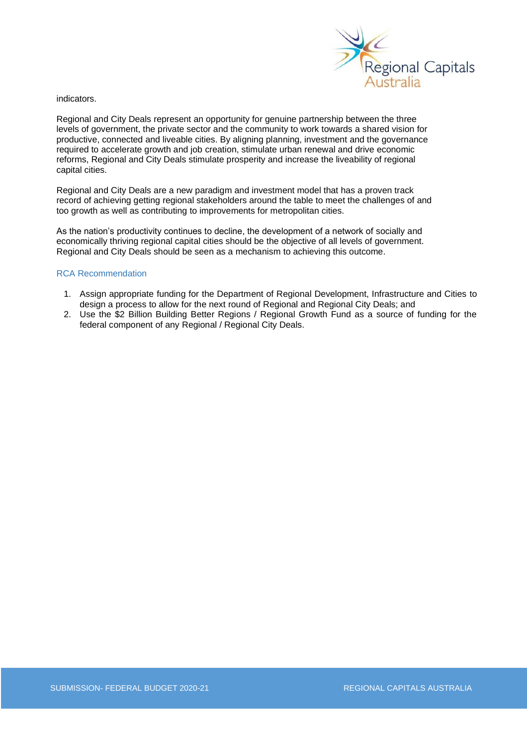indicators.

Regional and City Deals represent an opportunity for genuine partnership between the three levels of government, the private sector and the community to work towards a shared vision for productive, connected and liveable cities. By aligning planning, investment and the governance required to accelerate growth and job creation, stimulate urban renewal and drive economic reforms, Regional and City Deals stimulate prosperity and increase the liveability of regional capital cities.

Regional and City Deals are a new paradigm and investment model that has a proven track record of achieving getting regional stakeholders around the table to meet the challenges of and too growth as well as contributing to improvements for metropolitan cities.

As the nation's productivity continues to decline, the development of a network of socially and economically thriving regional capital cities should be the objective of all levels of government. Regional and City Deals should be seen as a mechanism to achieving this outcome.

### RCA Recommendation

1. Assign appropriate funding for the Department of Regional Development, Infrastructure and Cities to design a process to allow for the next round of Regional and Regional City Deals; and
2. Use the $2 Billion Building Better Regions / Regional Growth Fund as a source of funding for the federal component of any Regional / Regional City Deals.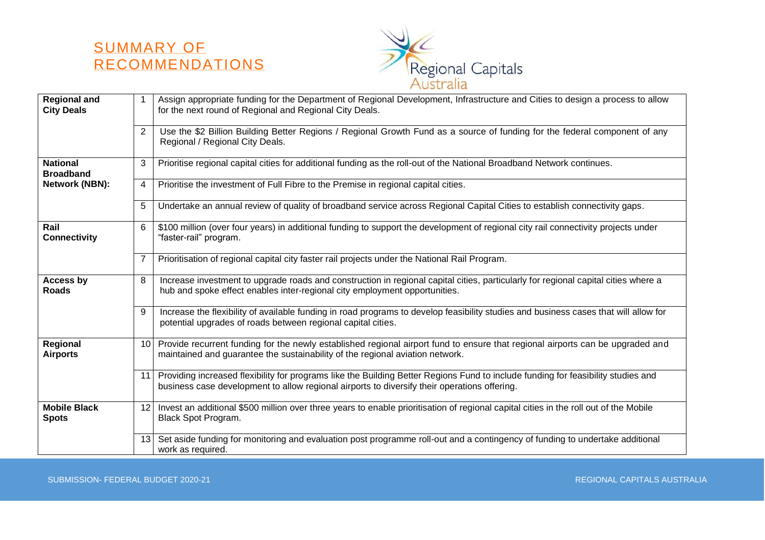# SUMMARY OF RECOMMENDATIONS

| | | |
|---|---|---|
| **Regional and City Deals** | 1 | Assign appropriate funding for the Department of Regional Development, Infrastructure and Cities to design a process to allow for the next round of Regional and Regional City Deals. |
| | 2 | Use the $2 Billion Building Better Regions / Regional Growth Fund as a source of funding for the federal component of any Regional / Regional City Deals. |
| **National Broadband Network (NBN):** | 3 | Prioritise regional capital cities for additional funding as the roll-out of the National Broadband Network continues. |
| | 4 | Prioritise the investment of Full Fibre to the Premise in regional capital cities. |
| | 5 | Undertake an annual review of quality of broadband service across Regional Capital Cities to establish connectivity gaps. |
| **Rail Connectivity** | 6 | $100 million (over four years) in additional funding to support the development of regional city rail connectivity projects under "faster-rail" program. |
| | 7 | Prioritisation of regional capital city faster rail projects under the National Rail Program. |
| **Access by Roads** | 8 | Increase investment to upgrade roads and construction in regional capital cities, particularly for regional capital cities where a hub and spoke effect enables inter-regional city employment opportunities. |
| | 9 | Increase the flexibility of available funding in road programs to develop feasibility studies and business cases that will allow for potential upgrades of roads between regional capital cities. |
| **Regional Airports** | 10 | Provide recurrent funding for the newly established regional airport fund to ensure that regional airports can be upgraded and maintained and guarantee the sustainability of the regional aviation network. |
| | 11 | Providing increased flexibility for programs like the Building Better Regions Fund to include funding for feasibility studies and business case development to allow regional airports to diversify their operations offering. |
| **Mobile Black Spots** | 12 | Invest an additional $500 million over three years to enable prioritisation of regional capital cities in the roll out of the Mobile Black Spot Program. |
| | 13 | Set aside funding for monitoring and evaluation post programme roll-out and a contingency of funding to undertake additional work as required. |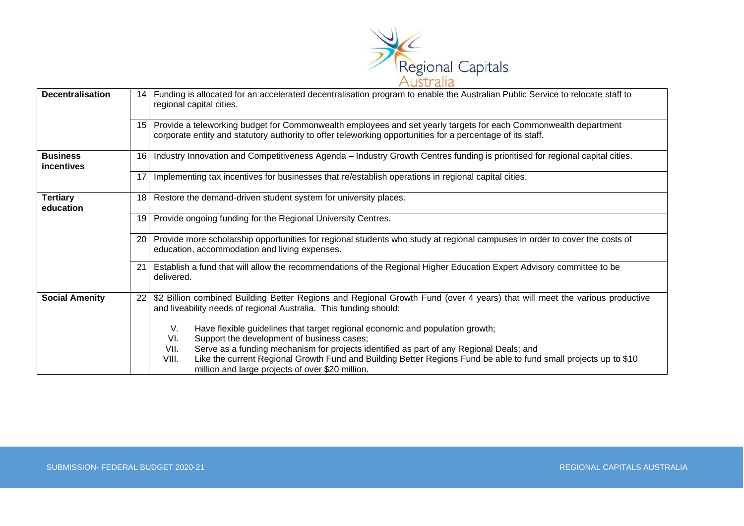| | | |
|---|---|---|
| **Decentralisation** | 14 | Funding is allocated for an accelerated decentralisation program to enable the Australian Public Service to relocate staff to regional capital cities. |
| | 15 | Provide a teleworking budget for Commonwealth employees and set yearly targets for each Commonwealth department corporate entity and statutory authority to offer teleworking opportunities for a percentage of its staff. |
| **Business incentives** | 16 | Industry Innovation and Competitiveness Agenda – Industry Growth Centres funding is prioritised for regional capital cities. |
| | 17 | Implementing tax incentives for businesses that re/establish operations in regional capital cities. |
| **Tertiary education** | 18 | Restore the demand-driven student system for university places. |
| | 19 | Provide ongoing funding for the Regional University Centres. |
| | 20 | Provide more scholarship opportunities for regional students who study at regional campuses in order to cover the costs of education, accommodation and living expenses. |
| | 21 | Establish a fund that will allow the recommendations of the Regional Higher Education Expert Advisory committee to be delivered. |
| **Social Amenity** | 22 | $2 Billion combined Building Better Regions and Regional Growth Fund (over 4 years) that will meet the various productive and liveability needs of regional Australia. This funding should:<br><br>V. Have flexible guidelines that target regional economic and population growth;<br>VI. Support the development of business cases;<br>VII. Serve as a funding mechanism for projects identified as part of any Regional Deals; and<br>VIII. Like the current Regional Growth Fund and Building Better Regions Fund be able to fund small projects up to $10 million and large projects of over $20 million. |